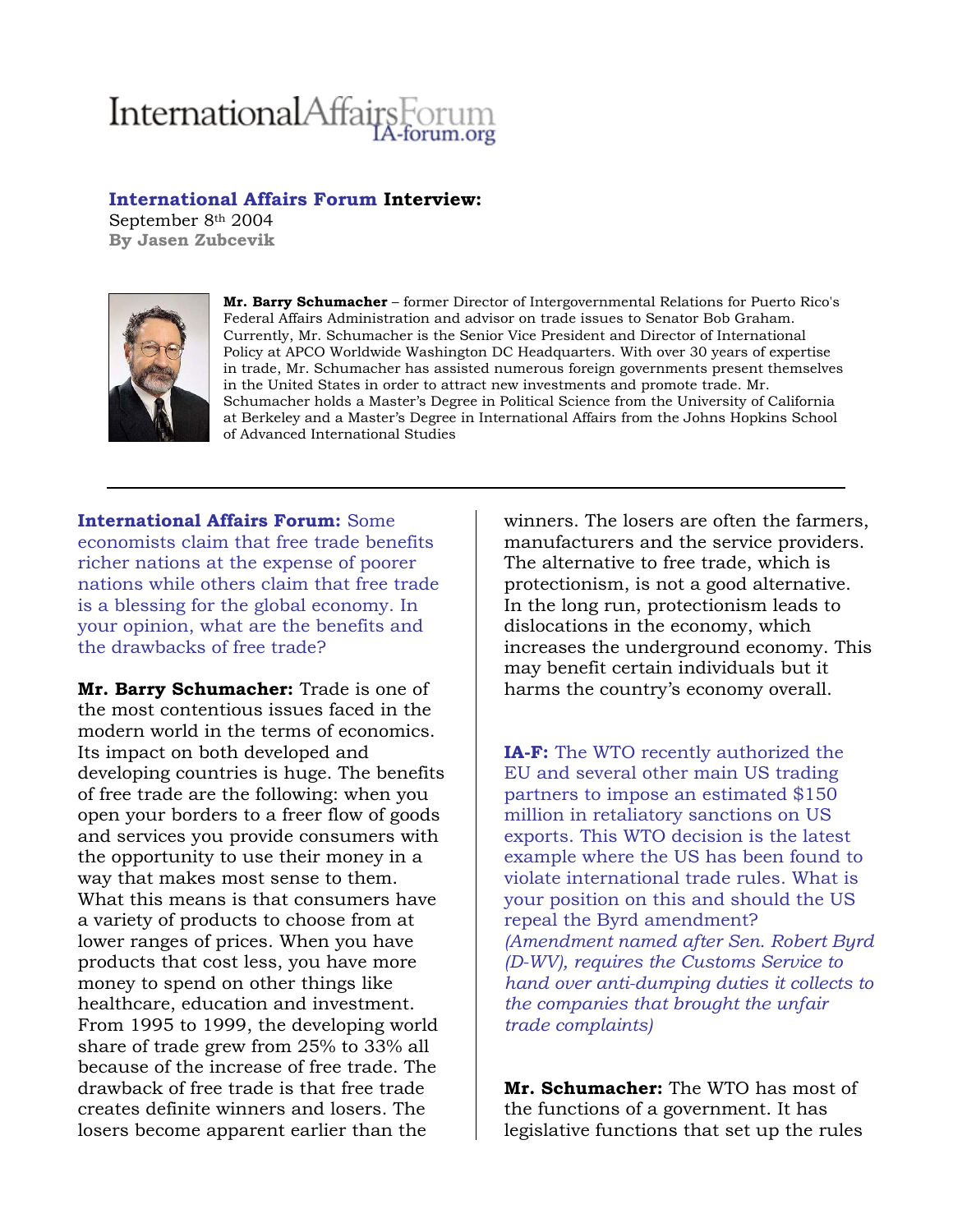# InternationalAffairsForum
IA-forum.org

**International Affairs Forum Interview:**
September 8th 2004
**By Jasen Zubcevik**

**Mr. Barry Schumacher** – former Director of Intergovernmental Relations for Puerto Rico's Federal Affairs Administration and advisor on trade issues to Senator Bob Graham. Currently, Mr. Schumacher is the Senior Vice President and Director of International Policy at APCO Worldwide Washington DC Headquarters. With over 30 years of expertise in trade, Mr. Schumacher has assisted numerous foreign governments present themselves in the United States in order to attract new investments and promote trade. Mr. Schumacher holds a Master's Degree in Political Science from the University of California at Berkeley and a Master's Degree in International Affairs from the Johns Hopkins School of Advanced International Studies

---

**International Affairs Forum:** Some economists claim that free trade benefits richer nations at the expense of poorer nations while others claim that free trade is a blessing for the global economy. In your opinion, what are the benefits and the drawbacks of free trade?

**Mr. Barry Schumacher:** Trade is one of the most contentious issues faced in the modern world in the terms of economics. Its impact on both developed and developing countries is huge. The benefits of free trade are the following: when you open your borders to a freer flow of goods and services you provide consumers with the opportunity to use their money in a way that makes most sense to them. What this means is that consumers have a variety of products to choose from at lower ranges of prices. When you have products that cost less, you have more money to spend on other things like healthcare, education and investment. From 1995 to 1999, the developing world share of trade grew from 25% to 33% all because of the increase of free trade. The drawback of free trade is that free trade creates definite winners and losers. The losers become apparent earlier than the winners. The losers are often the farmers, manufacturers and the service providers. The alternative to free trade, which is protectionism, is not a good alternative. In the long run, protectionism leads to dislocations in the economy, which increases the underground economy. This may benefit certain individuals but it harms the country's economy overall.

**IA-F:** The WTO recently authorized the EU and several other main US trading partners to impose an estimated $150 million in retaliatory sanctions on US exports. This WTO decision is the latest example where the US has been found to violate international trade rules. What is your position on this and should the US repeal the Byrd amendment? *(Amendment named after Sen. Robert Byrd (D-WV), requires the Customs Service to hand over anti-dumping duties it collects to the companies that brought the unfair trade complaints)*

**Mr. Schumacher:** The WTO has most of the functions of a government. It has legislative functions that set up the rules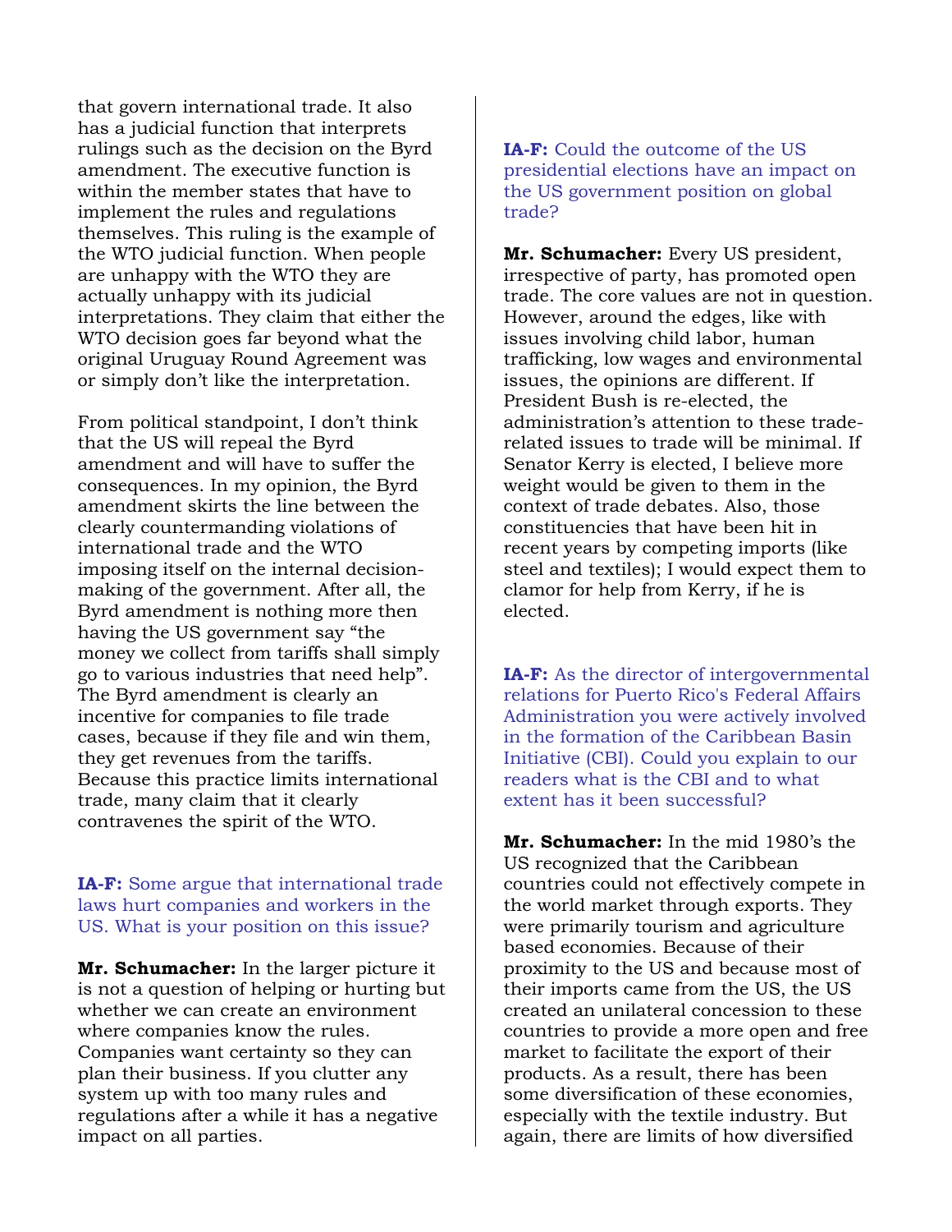that govern international trade. It also has a judicial function that interprets rulings such as the decision on the Byrd amendment. The executive function is within the member states that have to implement the rules and regulations themselves. This ruling is the example of the WTO judicial function. When people are unhappy with the WTO they are actually unhappy with its judicial interpretations. They claim that either the WTO decision goes far beyond what the original Uruguay Round Agreement was or simply don't like the interpretation.

From political standpoint, I don't think that the US will repeal the Byrd amendment and will have to suffer the consequences. In my opinion, the Byrd amendment skirts the line between the clearly countermanding violations of international trade and the WTO imposing itself on the internal decision-making of the government. After all, the Byrd amendment is nothing more then having the US government say "the money we collect from tariffs shall simply go to various industries that need help". The Byrd amendment is clearly an incentive for companies to file trade cases, because if they file and win them, they get revenues from the tariffs. Because this practice limits international trade, many claim that it clearly contravenes the spirit of the WTO.

**IA-F:** Some argue that international trade laws hurt companies and workers in the US. What is your position on this issue?

**Mr. Schumacher:** In the larger picture it is not a question of helping or hurting but whether we can create an environment where companies know the rules. Companies want certainty so they can plan their business. If you clutter any system up with too many rules and regulations after a while it has a negative impact on all parties.

**IA-F:** Could the outcome of the US presidential elections have an impact on the US government position on global trade?

**Mr. Schumacher:** Every US president, irrespective of party, has promoted open trade. The core values are not in question. However, around the edges, like with issues involving child labor, human trafficking, low wages and environmental issues, the opinions are different. If President Bush is re-elected, the administration's attention to these trade-related issues to trade will be minimal. If Senator Kerry is elected, I believe more weight would be given to them in the context of trade debates. Also, those constituencies that have been hit in recent years by competing imports (like steel and textiles); I would expect them to clamor for help from Kerry, if he is elected.

**IA-F:** As the director of intergovernmental relations for Puerto Rico's Federal Affairs Administration you were actively involved in the formation of the Caribbean Basin Initiative (CBI). Could you explain to our readers what is the CBI and to what extent has it been successful?

**Mr. Schumacher:** In the mid 1980's the US recognized that the Caribbean countries could not effectively compete in the world market through exports. They were primarily tourism and agriculture based economies. Because of their proximity to the US and because most of their imports came from the US, the US created an unilateral concession to these countries to provide a more open and free market to facilitate the export of their products. As a result, there has been some diversification of these economies, especially with the textile industry. But again, there are limits of how diversified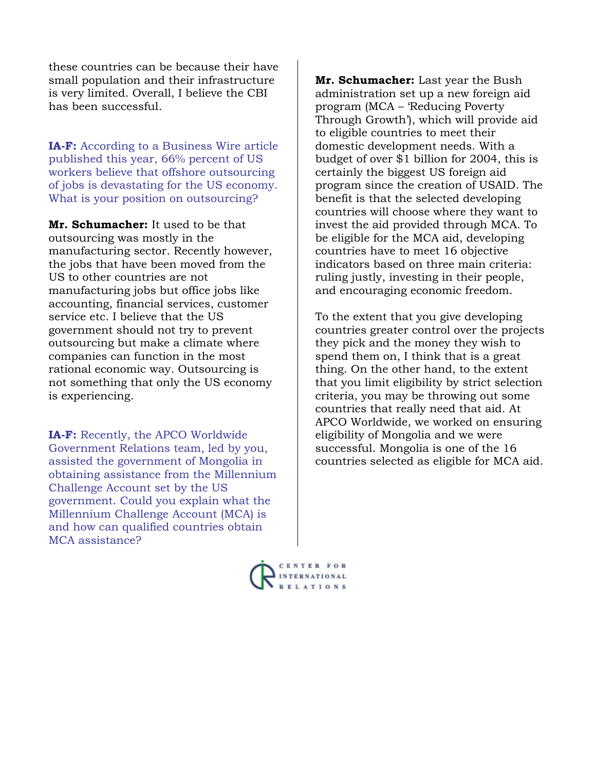these countries can be because their have small population and their infrastructure is very limited. Overall, I believe the CBI has been successful.

**IA-F:** According to a Business Wire article published this year, 66% percent of US workers believe that offshore outsourcing of jobs is devastating for the US economy. What is your position on outsourcing?

**Mr. Schumacher:** It used to be that outsourcing was mostly in the manufacturing sector. Recently however, the jobs that have been moved from the US to other countries are not manufacturing jobs but office jobs like accounting, financial services, customer service etc. I believe that the US government should not try to prevent outsourcing but make a climate where companies can function in the most rational economic way. Outsourcing is not something that only the US economy is experiencing.

**IA-F:** Recently, the APCO Worldwide Government Relations team, led by you, assisted the government of Mongolia in obtaining assistance from the Millennium Challenge Account set by the US government. Could you explain what the Millennium Challenge Account (MCA) is and how can qualified countries obtain MCA assistance?

**Mr. Schumacher:** Last year the Bush administration set up a new foreign aid program (MCA – 'Reducing Poverty Through Growth'), which will provide aid to eligible countries to meet their domestic development needs. With a budget of over $1 billion for 2004, this is certainly the biggest US foreign aid program since the creation of USAID. The benefit is that the selected developing countries will choose where they want to invest the aid provided through MCA. To be eligible for the MCA aid, developing countries have to meet 16 objective indicators based on three main criteria: ruling justly, investing in their people, and encouraging economic freedom.

To the extent that you give developing countries greater control over the projects they pick and the money they wish to spend them on, I think that is a great thing. On the other hand, to the extent that you limit eligibility by strict selection criteria, you may be throwing out some countries that really need that aid. At APCO Worldwide, we worked on ensuring eligibility of Mongolia and we were successful. Mongolia is one of the 16 countries selected as eligible for MCA aid.

CENTER FOR INTERNATIONAL RELATIONS